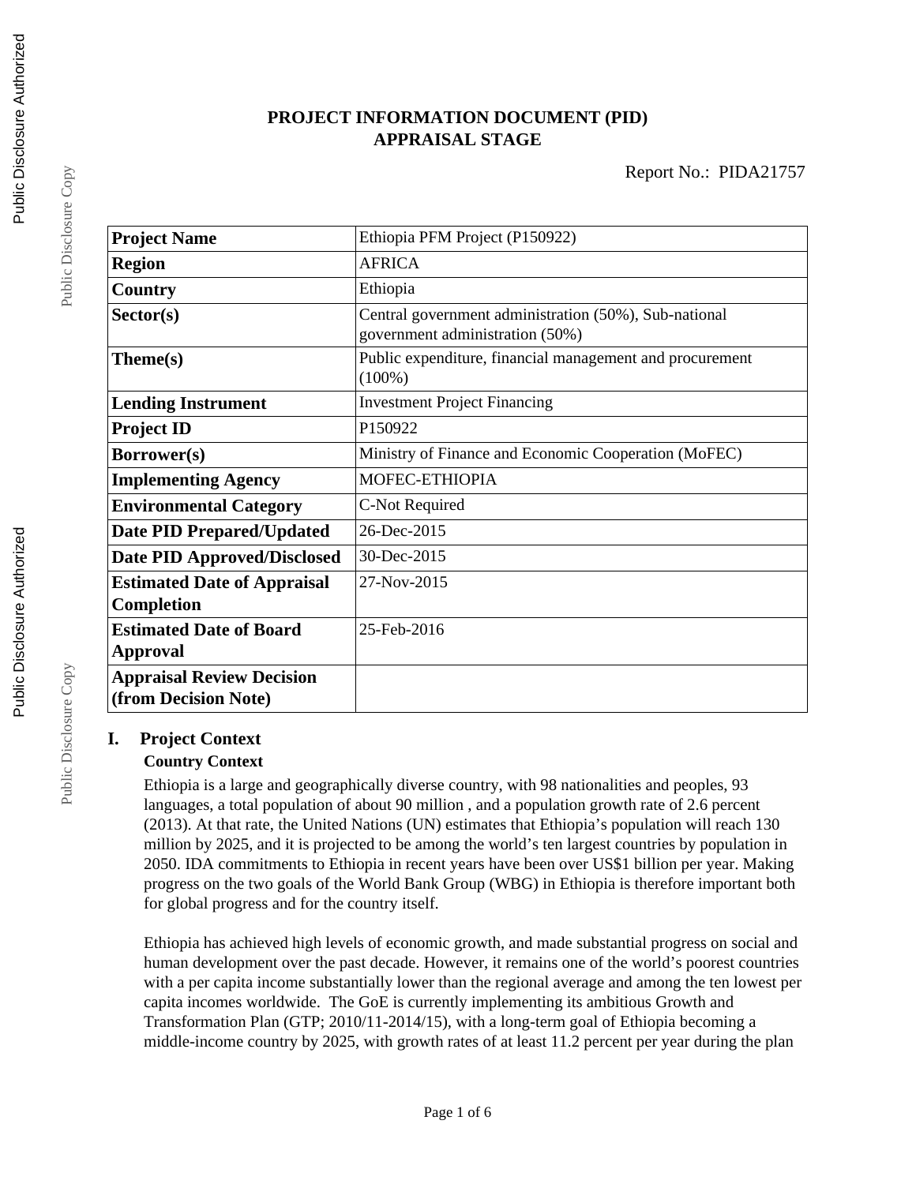# PROJECT INFORMATION DOCUMENT (PID)
# APPRAISAL STAGE

Report No.: PIDA21757

| Project Name | Ethiopia PFM Project (P150922) |
|---|---|
| Region | AFRICA |
| Country | Ethiopia |
| Sector(s) | Central government administration (50%), Sub-national government administration (50%) |
| Theme(s) | Public expenditure, financial management and procurement (100%) |
| Lending Instrument | Investment Project Financing |
| Project ID | P150922 |
| Borrower(s) | Ministry of Finance and Economic Cooperation (MoFEC) |
| Implementing Agency | MOFEC-ETHIOPIA |
| Environmental Category | C-Not Required |
| Date PID Prepared/Updated | 26-Dec-2015 |
| Date PID Approved/Disclosed | 30-Dec-2015 |
| Estimated Date of Appraisal Completion | 27-Nov-2015 |
| Estimated Date of Board Approval | 25-Feb-2016 |
| Appraisal Review Decision (from Decision Note) | |

## I. Project Context

### Country Context

Ethiopia is a large and geographically diverse country, with 98 nationalities and peoples, 93 languages, a total population of about 90 million , and a population growth rate of 2.6 percent (2013). At that rate, the United Nations (UN) estimates that Ethiopia's population will reach 130 million by 2025, and it is projected to be among the world's ten largest countries by population in 2050. IDA commitments to Ethiopia in recent years have been over US$1 billion per year. Making progress on the two goals of the World Bank Group (WBG) in Ethiopia is therefore important both for global progress and for the country itself.

Ethiopia has achieved high levels of economic growth, and made substantial progress on social and human development over the past decade. However, it remains one of the world's poorest countries with a per capita income substantially lower than the regional average and among the ten lowest per capita incomes worldwide. The GoE is currently implementing its ambitious Growth and Transformation Plan (GTP; 2010/11-2014/15), with a long-term goal of Ethiopia becoming a middle-income country by 2025, with growth rates of at least 11.2 percent per year during the plan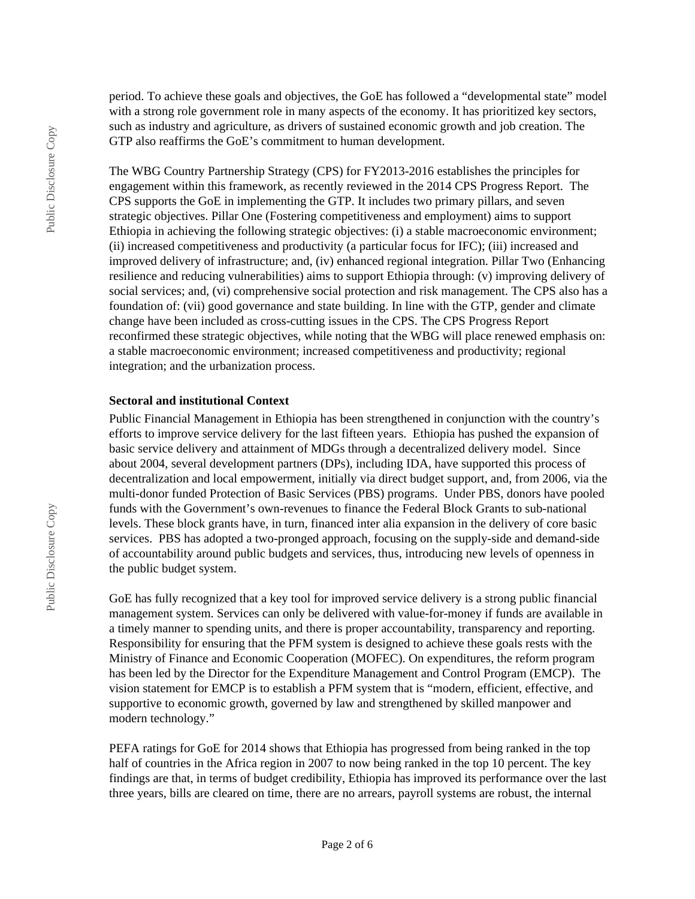period. To achieve these goals and objectives, the GoE has followed a "developmental state" model with a strong role government role in many aspects of the economy. It has prioritized key sectors, such as industry and agriculture, as drivers of sustained economic growth and job creation. The GTP also reaffirms the GoE's commitment to human development.

The WBG Country Partnership Strategy (CPS) for FY2013-2016 establishes the principles for engagement within this framework, as recently reviewed in the 2014 CPS Progress Report. The CPS supports the GoE in implementing the GTP. It includes two primary pillars, and seven strategic objectives. Pillar One (Fostering competitiveness and employment) aims to support Ethiopia in achieving the following strategic objectives: (i) a stable macroeconomic environment; (ii) increased competitiveness and productivity (a particular focus for IFC); (iii) increased and improved delivery of infrastructure; and, (iv) enhanced regional integration. Pillar Two (Enhancing resilience and reducing vulnerabilities) aims to support Ethiopia through: (v) improving delivery of social services; and, (vi) comprehensive social protection and risk management. The CPS also has a foundation of: (vii) good governance and state building. In line with the GTP, gender and climate change have been included as cross-cutting issues in the CPS. The CPS Progress Report reconfirmed these strategic objectives, while noting that the WBG will place renewed emphasis on: a stable macroeconomic environment; increased competitiveness and productivity; regional integration; and the urbanization process.

**Sectoral and institutional Context**

Public Financial Management in Ethiopia has been strengthened in conjunction with the country's efforts to improve service delivery for the last fifteen years. Ethiopia has pushed the expansion of basic service delivery and attainment of MDGs through a decentralized delivery model. Since about 2004, several development partners (DPs), including IDA, have supported this process of decentralization and local empowerment, initially via direct budget support, and, from 2006, via the multi-donor funded Protection of Basic Services (PBS) programs. Under PBS, donors have pooled funds with the Government's own-revenues to finance the Federal Block Grants to sub-national levels. These block grants have, in turn, financed inter alia expansion in the delivery of core basic services. PBS has adopted a two-pronged approach, focusing on the supply-side and demand-side of accountability around public budgets and services, thus, introducing new levels of openness in the public budget system.

GoE has fully recognized that a key tool for improved service delivery is a strong public financial management system. Services can only be delivered with value-for-money if funds are available in a timely manner to spending units, and there is proper accountability, transparency and reporting. Responsibility for ensuring that the PFM system is designed to achieve these goals rests with the Ministry of Finance and Economic Cooperation (MOFEC). On expenditures, the reform program has been led by the Director for the Expenditure Management and Control Program (EMCP). The vision statement for EMCP is to establish a PFM system that is "modern, efficient, effective, and supportive to economic growth, governed by law and strengthened by skilled manpower and modern technology."

PEFA ratings for GoE for 2014 shows that Ethiopia has progressed from being ranked in the top half of countries in the Africa region in 2007 to now being ranked in the top 10 percent. The key findings are that, in terms of budget credibility, Ethiopia has improved its performance over the last three years, bills are cleared on time, there are no arrears, payroll systems are robust, the internal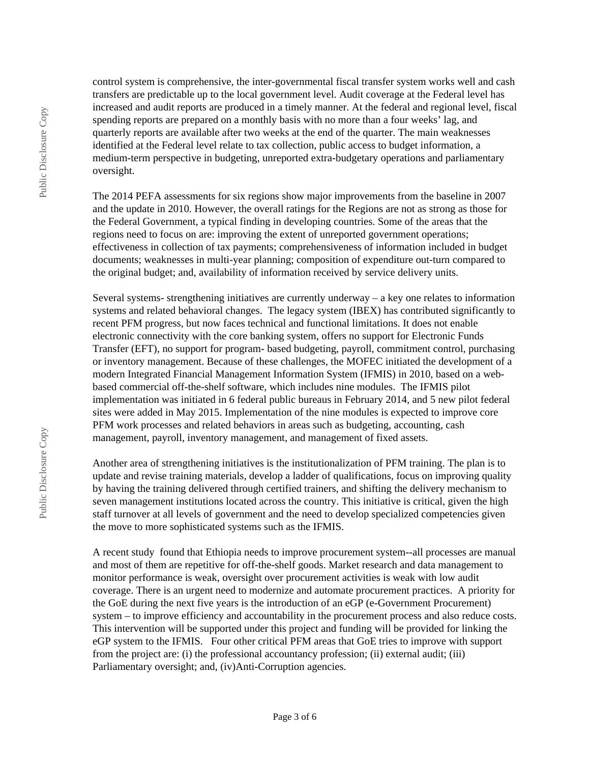control system is comprehensive, the inter-governmental fiscal transfer system works well and cash transfers are predictable up to the local government level. Audit coverage at the Federal level has increased and audit reports are produced in a timely manner. At the federal and regional level, fiscal spending reports are prepared on a monthly basis with no more than a four weeks' lag, and quarterly reports are available after two weeks at the end of the quarter. The main weaknesses identified at the Federal level relate to tax collection, public access to budget information, a medium-term perspective in budgeting, unreported extra-budgetary operations and parliamentary oversight.

The 2014 PEFA assessments for six regions show major improvements from the baseline in 2007 and the update in 2010. However, the overall ratings for the Regions are not as strong as those for the Federal Government, a typical finding in developing countries. Some of the areas that the regions need to focus on are: improving the extent of unreported government operations; effectiveness in collection of tax payments; comprehensiveness of information included in budget documents; weaknesses in multi-year planning; composition of expenditure out-turn compared to the original budget; and, availability of information received by service delivery units.

Several systems- strengthening initiatives are currently underway – a key one relates to information systems and related behavioral changes. The legacy system (IBEX) has contributed significantly to recent PFM progress, but now faces technical and functional limitations. It does not enable electronic connectivity with the core banking system, offers no support for Electronic Funds Transfer (EFT), no support for program- based budgeting, payroll, commitment control, purchasing or inventory management. Because of these challenges, the MOFEC initiated the development of a modern Integrated Financial Management Information System (IFMIS) in 2010, based on a web-based commercial off-the-shelf software, which includes nine modules. The IFMIS pilot implementation was initiated in 6 federal public bureaus in February 2014, and 5 new pilot federal sites were added in May 2015. Implementation of the nine modules is expected to improve core PFM work processes and related behaviors in areas such as budgeting, accounting, cash management, payroll, inventory management, and management of fixed assets.

Another area of strengthening initiatives is the institutionalization of PFM training. The plan is to update and revise training materials, develop a ladder of qualifications, focus on improving quality by having the training delivered through certified trainers, and shifting the delivery mechanism to seven management institutions located across the country. This initiative is critical, given the high staff turnover at all levels of government and the need to develop specialized competencies given the move to more sophisticated systems such as the IFMIS.

A recent study found that Ethiopia needs to improve procurement system--all processes are manual and most of them are repetitive for off-the-shelf goods. Market research and data management to monitor performance is weak, oversight over procurement activities is weak with low audit coverage. There is an urgent need to modernize and automate procurement practices. A priority for the GoE during the next five years is the introduction of an eGP (e-Government Procurement) system – to improve efficiency and accountability in the procurement process and also reduce costs. This intervention will be supported under this project and funding will be provided for linking the eGP system to the IFMIS. Four other critical PFM areas that GoE tries to improve with support from the project are: (i) the professional accountancy profession; (ii) external audit; (iii) Parliamentary oversight; and, (iv)Anti-Corruption agencies.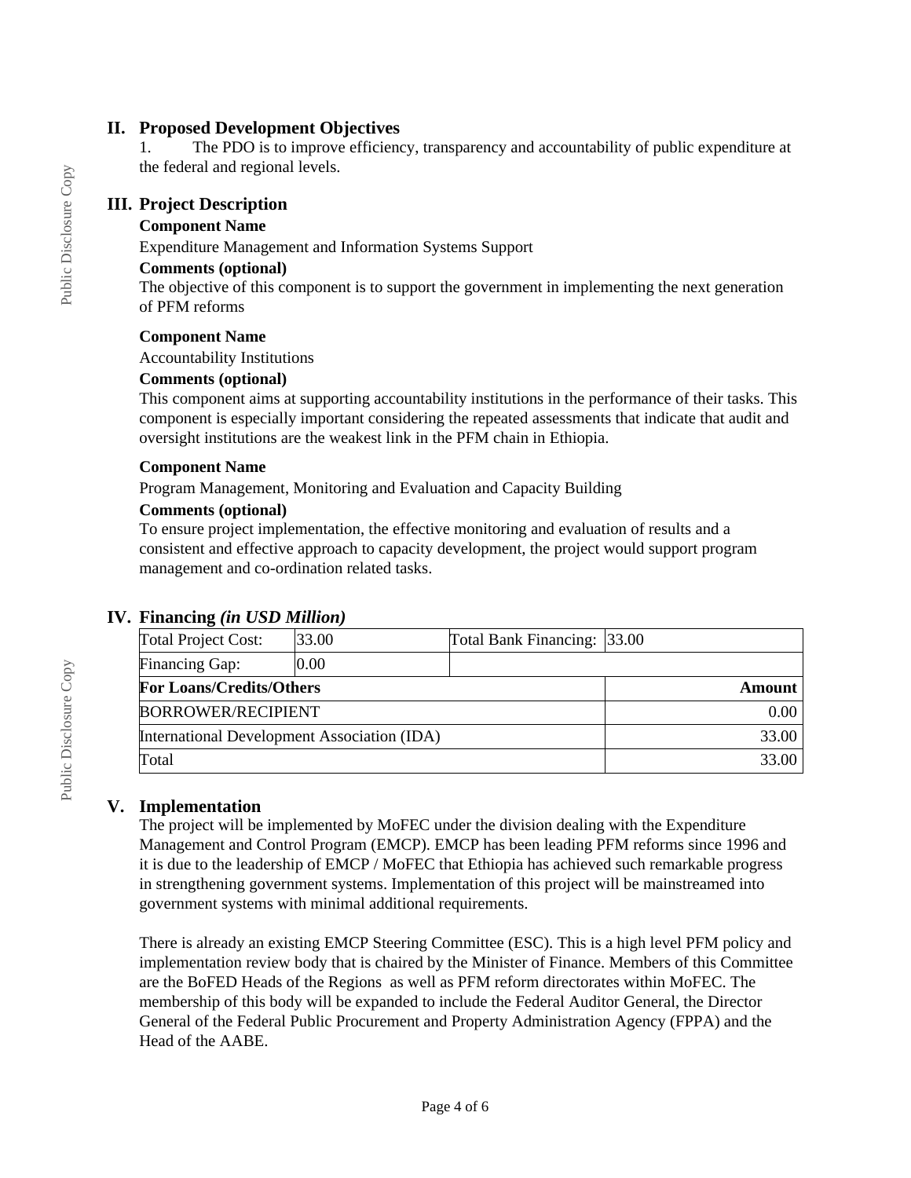## II. Proposed Development Objectives

1. The PDO is to improve efficiency, transparency and accountability of public expenditure at the federal and regional levels.

## III. Project Description

**Component Name**

Expenditure Management and Information Systems Support

**Comments (optional)**

The objective of this component is to support the government in implementing the next generation of PFM reforms

**Component Name**

Accountability Institutions

**Comments (optional)**

This component aims at supporting accountability institutions in the performance of their tasks. This component is especially important considering the repeated assessments that indicate that audit and oversight institutions are the weakest link in the PFM chain in Ethiopia.

**Component Name**

Program Management, Monitoring and Evaluation and Capacity Building

**Comments (optional)**

To ensure project implementation, the effective monitoring and evaluation of results and a consistent and effective approach to capacity development, the project would support program management and co-ordination related tasks.

## IV. Financing *(in USD Million)*

| Total Project Cost: | 33.00 | Total Bank Financing: | 33.00 |
|---|---|---|---|
| Financing Gap: | 0.00 | | |
| **For Loans/Credits/Others** | | | **Amount** |
| BORROWER/RECIPIENT | | | 0.00 |
| International Development Association (IDA) | | | 33.00 |
| Total | | | 33.00 |

## V. Implementation

The project will be implemented by MoFEC under the division dealing with the Expenditure Management and Control Program (EMCP). EMCP has been leading PFM reforms since 1996 and it is due to the leadership of EMCP / MoFEC that Ethiopia has achieved such remarkable progress in strengthening government systems. Implementation of this project will be mainstreamed into government systems with minimal additional requirements.

There is already an existing EMCP Steering Committee (ESC). This is a high level PFM policy and implementation review body that is chaired by the Minister of Finance. Members of this Committee are the BoFED Heads of the Regions as well as PFM reform directorates within MoFEC. The membership of this body will be expanded to include the Federal Auditor General, the Director General of the Federal Public Procurement and Property Administration Agency (FPPA) and the Head of the AABE.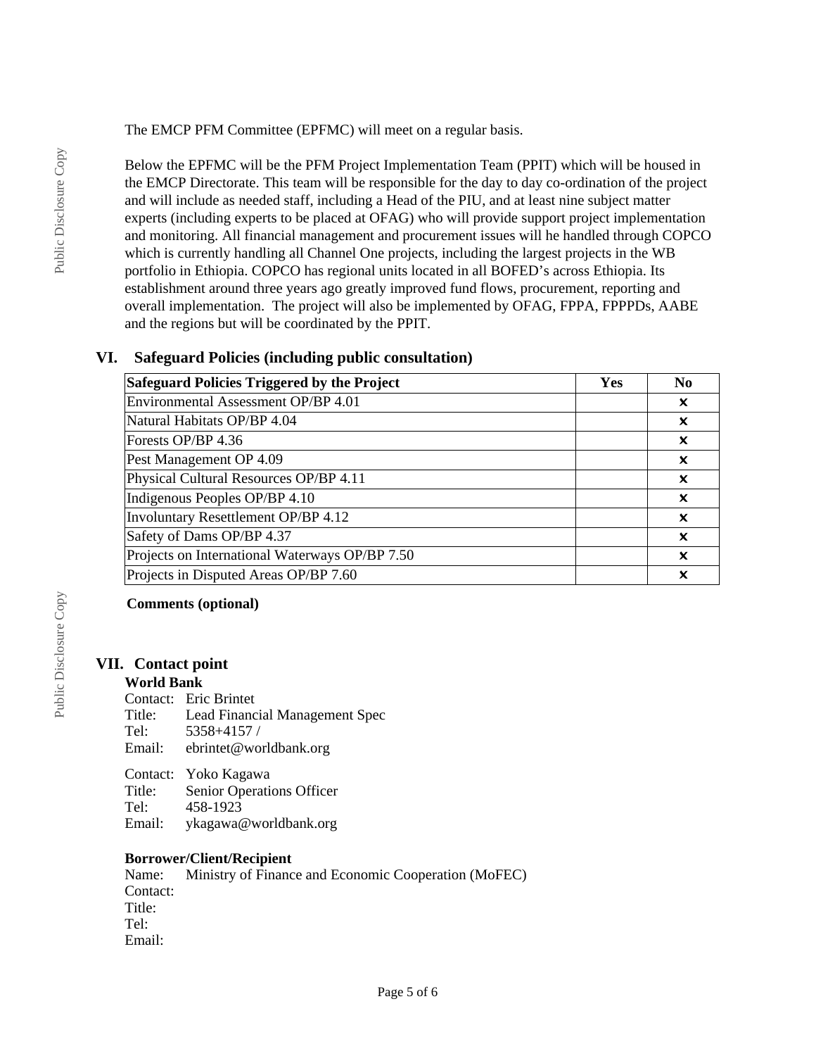The EMCP PFM Committee (EPFMC) will meet on a regular basis.

Below the EPFMC will be the PFM Project Implementation Team (PPIT) which will be housed in the EMCP Directorate. This team will be responsible for the day to day co-ordination of the project and will include as needed staff, including a Head of the PIU, and at least nine subject matter experts (including experts to be placed at OFAG) who will provide support project implementation and monitoring. All financial management and procurement issues will he handled through COPCO which is currently handling all Channel One projects, including the largest projects in the WB portfolio in Ethiopia. COPCO has regional units located in all BOFED's across Ethiopia. Its establishment around three years ago greatly improved fund flows, procurement, reporting and overall implementation. The project will also be implemented by OFAG, FPPA, FPPPDs, AABE and the regions but will be coordinated by the PPIT.

## VI. Safeguard Policies (including public consultation)

| Safeguard Policies Triggered by the Project | Yes | No |
|---|---|---|
| Environmental Assessment OP/BP 4.01 | | ✗ |
| Natural Habitats OP/BP 4.04 | | ✗ |
| Forests OP/BP 4.36 | | ✗ |
| Pest Management OP 4.09 | | ✗ |
| Physical Cultural Resources OP/BP 4.11 | | ✗ |
| Indigenous Peoples OP/BP 4.10 | | ✗ |
| Involuntary Resettlement OP/BP 4.12 | | ✗ |
| Safety of Dams OP/BP 4.37 | | ✗ |
| Projects on International Waterways OP/BP 7.50 | | ✗ |
| Projects in Disputed Areas OP/BP 7.60 | | ✗ |

**Comments (optional)**

## VII. Contact point

**World Bank**

Contact: Eric Brintet
Title: Lead Financial Management Spec
Tel: 5358+4157 /
Email: ebrintet@worldbank.org

Contact: Yoko Kagawa
Title: Senior Operations Officer
Tel: 458-1923
Email: ykagawa@worldbank.org

**Borrower/Client/Recipient**

Name: Ministry of Finance and Economic Cooperation (MoFEC)
Contact:
Title:
Tel:
Email: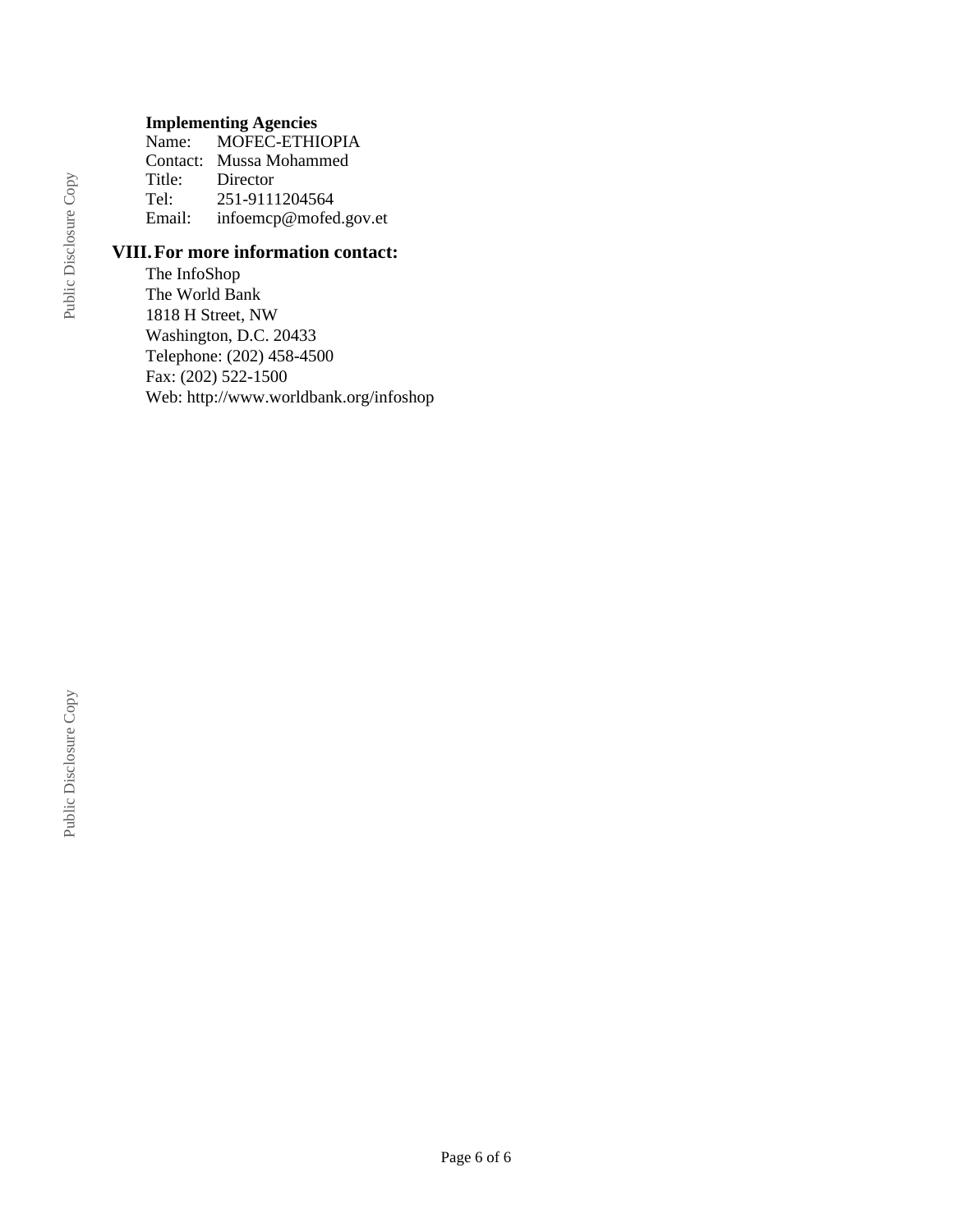**Implementing Agencies**

Name: MOFEC-ETHIOPIA
Contact: Mussa Mohammed
Title: Director
Tel: 251-9111204564
Email: infoemcp@mofed.gov.et

## VIII. For more information contact:

The InfoShop
The World Bank
1818 H Street, NW
Washington, D.C. 20433
Telephone: (202) 458-4500
Fax: (202) 522-1500
Web: http://www.worldbank.org/infoshop